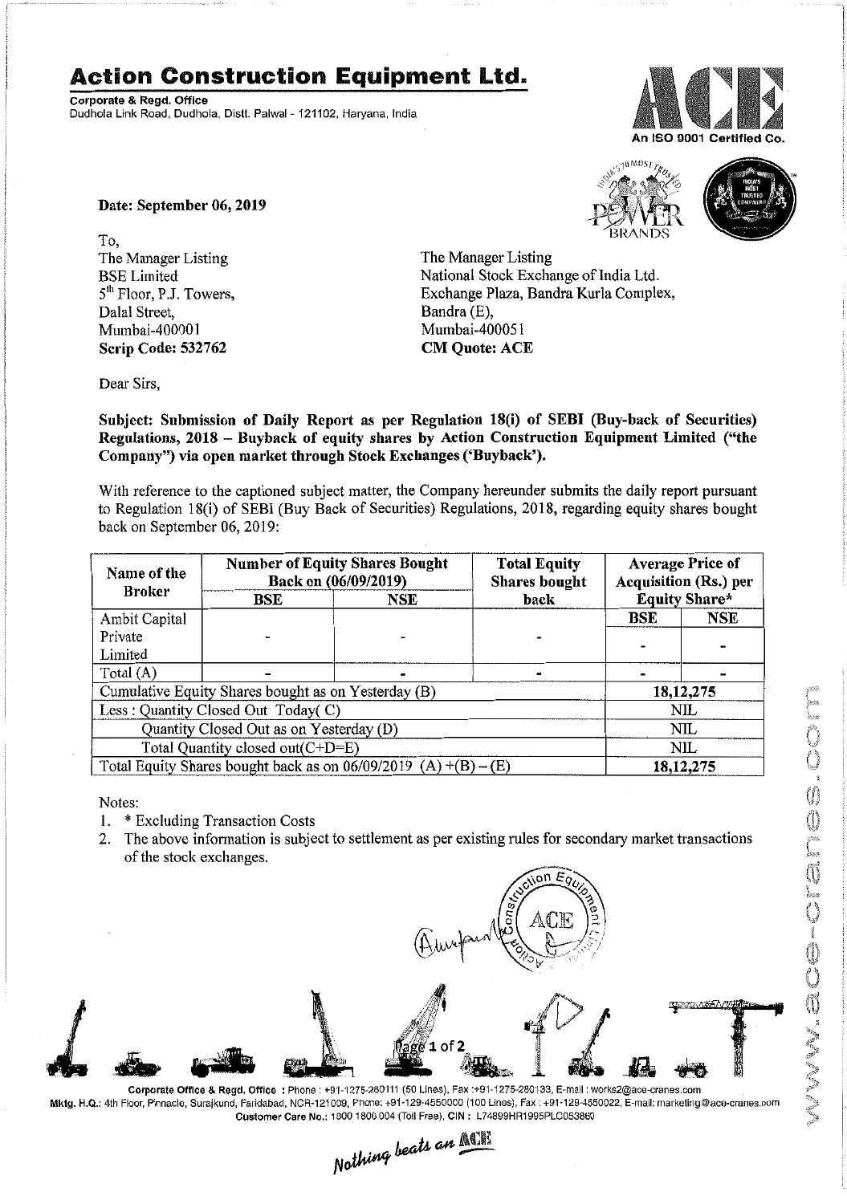# Action Construction Equipment Ltd.

**Corporate & Regd. Office**
Dudhola Link Road, Dudhola, Distt. Palwal - 121102, Haryana, India

An ISO 9001 Certified Co.

**Date: September 06, 2019**

To,
The Manager Listing
BSE Limited
5th Floor, P.J. Towers,
Dalal Street,
Mumbai-400001
**Scrip Code: 532762**

The Manager Listing
National Stock Exchange of India Ltd.
Exchange Plaza, Bandra Kurla Complex,
Bandra (E),
Mumbai-400051
**CM Quote: ACE**

Dear Sirs,

**Subject: Submission of Daily Report as per Regulation 18(i) of SEBI (Buy-back of Securities) Regulations, 2018 – Buyback of equity shares by Action Construction Equipment Limited ("the Company") via open market through Stock Exchanges ('Buyback').**

With reference to the captioned subject matter, the Company hereunder submits the daily report pursuant to Regulation 18(i) of SEBI (Buy Back of Securities) Regulations, 2018, regarding equity shares bought back on September 06, 2019:

| Name of the Broker | Number of Equity Shares Bought Back on (06/09/2019) | | Total Equity Shares bought back | Average Price of Acquisition (Rs.) per Equity Share* | |
|---|---|---|---|---|---|
| | BSE | NSE | | BSE | NSE |
| Ambit Capital Private Limited | - | - | - | - | - |
| Total (A) | - | - | - | - | - |
| Cumulative Equity Shares bought as on Yesterday (B) | | | | 18,12,275 | |
| Less : Quantity Closed Out Today( C) | | | | NIL | |
| Quantity Closed Out as on Yesterday (D) | | | | NIL | |
| Total Quantity closed out(C+D=E) | | | | NIL | |
| Total Equity Shares bought back as on 06/09/2019 (A) +(B) – (E) | | | | 18,12,275 | |

Notes:

1. * Excluding Transaction Costs
2. The above information is subject to settlement as per existing rules for secondary market transactions of the stock exchanges.

**Corporate Office & Regd. Office** : Phone : +91-1275-280111 (50 Lines), Fax :+91-1275-280133, E-mail : works2@ace-cranes.com
**Mktg. H.Q.:** 4th Floor, Pinnacle, Surajkund, Faridabad, NCR-121009, Phone: +91-129-4550000 (100 Lines), Fax : +91-129-4550022, E-mail: marketing@ace-cranes.com
**Customer Care No.:** 1800 1800 004 (Toll Free), **CIN :** L74899HR1995PLC053860

*Nothing beats an ACE*

www.ace-cranes.com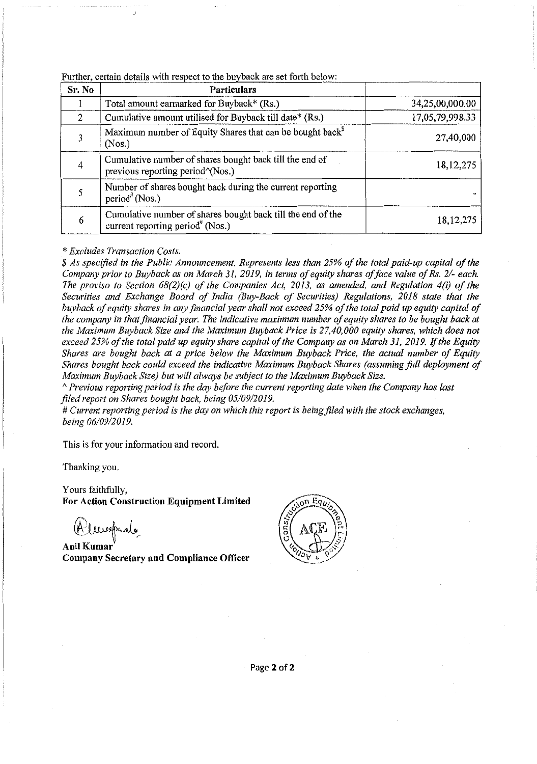Further, certain details with respect to the buyback are set forth below:

| Sr. No | Particulars | |
|---|---|---|
| 1 | Total amount earmarked for Buyback* (Rs.) | 34,25,00,000.00 |
| 2 | Cumulative amount utilised for Buyback till date* (Rs.) | 17,05,79,998.33 |
| 3 | Maximum number of Equity Shares that can be bought back$ (Nos.) | 27,40,000 |
| 4 | Cumulative number of shares bought back till the end of previous reporting period^(Nos.) | 18,12,275 |
| 5 | Number of shares bought back during the current reporting period# (Nos.) | - |
| 6 | Cumulative number of shares bought back till the end of the current reporting period# (Nos.) | 18,12,275 |

*\* Excludes Transaction Costs.*

*$ As specified in the Public Announcement. Represents less than 25% of the total paid-up capital of the Company prior to Buyback as on March 31, 2019, in terms of equity shares of face value of Rs. 2/- each. The proviso to Section 68(2)(c) of the Companies Act, 2013, as amended, and Regulation 4(i) of the Securities and Exchange Board of India (Buy-Back of Securities) Regulations, 2018 state that the buyback of equity shares in any financial year shall not exceed 25% of the total paid up equity capital of the company in that financial year. The indicative maximum number of equity shares to be bought back at the Maximum Buyback Size and the Maximum Buyback Price is 27,40,000 equity shares, which does not exceed 25% of the total paid up equity share capital of the Company as on March 31, 2019. If the Equity Shares are bought back at a price below the Maximum Buyback Price, the actual number of Equity Shares bought back could exceed the indicative Maximum Buyback Shares (assuming full deployment of Maximum Buyback Size) but will always be subject to the Maximum Buyback Size.*

*^ Previous reporting period is the day before the current reporting date when the Company has last filed report on Shares bought back, being 05/09/2019.*

*# Current reporting period is the day on which this report is being filed with the stock exchanges, being 06/09/2019.*

This is for your information and record.

Thanking you.

Yours faithfully,
**For Action Construction Equipment Limited**

**Anil Kumar**
**Company Secretary and Compliance Officer**